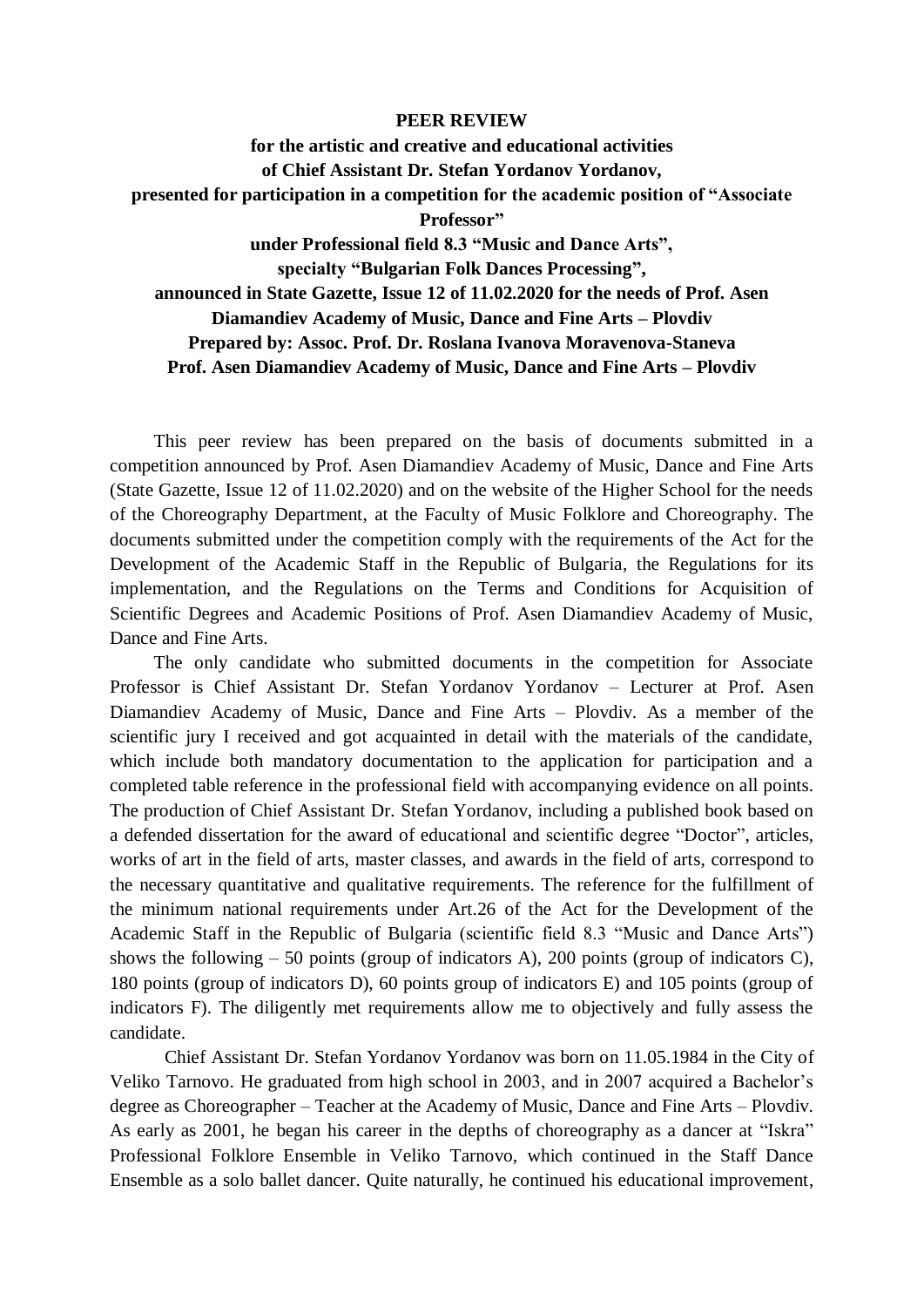**PEER REVIEW**

**for the artistic and creative and educational activities of Chief Assistant Dr. Stefan Yordanov Yordanov, presented for participation in a competition for the academic position of "Associate Professor" under Professional field 8.3 "Music and Dance Arts", specialty "Bulgarian Folk Dances Processing", announced in State Gazette, Issue 12 of 11.02.2020 for the needs of Prof. Asen Diamandiev Academy of Music, Dance and Fine Arts – Plovdiv**

**Prepared by: Assoc. Prof. Dr. Roslana Ivanova Moravenova-Staneva**

**Prof. Asen Diamandiev Academy of Music, Dance and Fine Arts – Plovdiv**

This peer review has been prepared on the basis of documents submitted in a competition announced by Prof. Asen Diamandiev Academy of Music, Dance and Fine Arts (State Gazette, Issue 12 of 11.02.2020) and on the website of the Higher School for the needs of the Choreography Department, at the Faculty of Music Folklore and Choreography. The documents submitted under the competition comply with the requirements of the Act for the Development of the Academic Staff in the Republic of Bulgaria, the Regulations for its implementation, and the Regulations on the Terms and Conditions for Acquisition of Scientific Degrees and Academic Positions of Prof. Asen Diamandiev Academy of Music, Dance and Fine Arts.

The only candidate who submitted documents in the competition for Associate Professor is Chief Assistant Dr. Stefan Yordanov Yordanov – Lecturer at Prof. Asen Diamandiev Academy of Music, Dance and Fine Arts – Plovdiv. As a member of the scientific jury I received and got acquainted in detail with the materials of the candidate, which include both mandatory documentation to the application for participation and a completed table reference in the professional field with accompanying evidence on all points. The production of Chief Assistant Dr. Stefan Yordanov, including a published book based on a defended dissertation for the award of educational and scientific degree "Doctor", articles, works of art in the field of arts, master classes, and awards in the field of arts, correspond to the necessary quantitative and qualitative requirements. The reference for the fulfillment of the minimum national requirements under Art.26 of the Act for the Development of the Academic Staff in the Republic of Bulgaria (scientific field 8.3 "Music and Dance Arts") shows the following – 50 points (group of indicators A), 200 points (group of indicators C), 180 points (group of indicators D), 60 points group of indicators E) and 105 points (group of indicators F). The diligently met requirements allow me to objectively and fully assess the candidate.

Chief Assistant Dr. Stefan Yordanov Yordanov was born on 11.05.1984 in the City of Veliko Tarnovo. He graduated from high school in 2003, and in 2007 acquired a Bachelor's degree as Choreographer – Teacher at the Academy of Music, Dance and Fine Arts – Plovdiv. As early as 2001, he began his career in the depths of choreography as a dancer at "Iskra" Professional Folklore Ensemble in Veliko Tarnovo, which continued in the Staff Dance Ensemble as a solo ballet dancer. Quite naturally, he continued his educational improvement,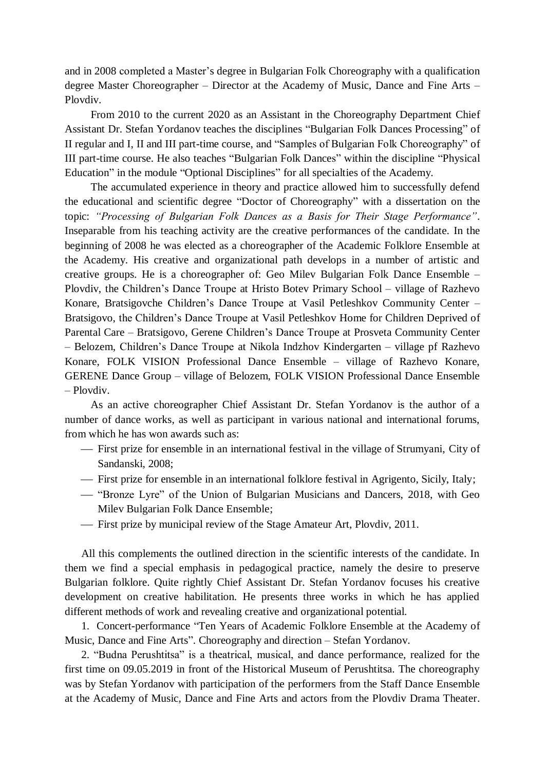and in 2008 completed a Master's degree in Bulgarian Folk Choreography with a qualification degree Master Choreographer – Director at the Academy of Music, Dance and Fine Arts – Plovdiv.

From 2010 to the current 2020 as an Assistant in the Choreography Department Chief Assistant Dr. Stefan Yordanov teaches the disciplines "Bulgarian Folk Dances Processing" of II regular and I, II and III part-time course, and "Samples of Bulgarian Folk Choreography" of III part-time course. He also teaches "Bulgarian Folk Dances" within the discipline "Physical Education" in the module "Optional Disciplines" for all specialties of the Academy.

The accumulated experience in theory and practice allowed him to successfully defend the educational and scientific degree "Doctor of Choreography" with a dissertation on the topic: *"Processing of Bulgarian Folk Dances as a Basis for Their Stage Performance"*. Inseparable from his teaching activity are the creative performances of the candidate. In the beginning of 2008 he was elected as a choreographer of the Academic Folklore Ensemble at the Academy. His creative and organizational path develops in a number of artistic and creative groups. He is a choreographer of: Geo Milev Bulgarian Folk Dance Ensemble – Plovdiv, the Children's Dance Troupe at Hristo Botev Primary School – village of Razhevo Konare, Bratsigovche Children's Dance Troupe at Vasil Petleshkov Community Center – Bratsigovo, the Children's Dance Troupe at Vasil Petleshkov Home for Children Deprived of Parental Care – Bratsigovo, Gerene Children's Dance Troupe at Prosveta Community Center – Belozem, Children's Dance Troupe at Nikola Indzhov Kindergarten – village pf Razhevo Konare, FOLK VISION Professional Dance Ensemble – village of Razhevo Konare, GERENE Dance Group – village of Belozem, FOLK VISION Professional Dance Ensemble – Plovdiv.

As an active choreographer Chief Assistant Dr. Stefan Yordanov is the author of a number of dance works, as well as participant in various national and international forums, from which he has won awards such as:

- First prize for ensemble in an international festival in the village of Strumyani, City of Sandanski, 2008;
- First prize for ensemble in an international folklore festival in Agrigento, Sicily, Italy;
- "Bronze Lyre" of the Union of Bulgarian Musicians and Dancers, 2018, with Geo Milev Bulgarian Folk Dance Ensemble;
- First prize by municipal review of the Stage Amateur Art, Plovdiv, 2011.

All this complements the outlined direction in the scientific interests of the candidate. In them we find a special emphasis in pedagogical practice, namely the desire to preserve Bulgarian folklore. Quite rightly Chief Assistant Dr. Stefan Yordanov focuses his creative development on creative habilitation. He presents three works in which he has applied different methods of work and revealing creative and organizational potential.

1. Concert-performance "Ten Years of Academic Folklore Ensemble at the Academy of Music, Dance and Fine Arts". Choreography and direction – Stefan Yordanov.
2. "Budna Perushtitsa" is a theatrical, musical, and dance performance, realized for the first time on 09.05.2019 in front of the Historical Museum of Perushtitsa. The choreography was by Stefan Yordanov with participation of the performers from the Staff Dance Ensemble at the Academy of Music, Dance and Fine Arts and actors from the Plovdiv Drama Theater.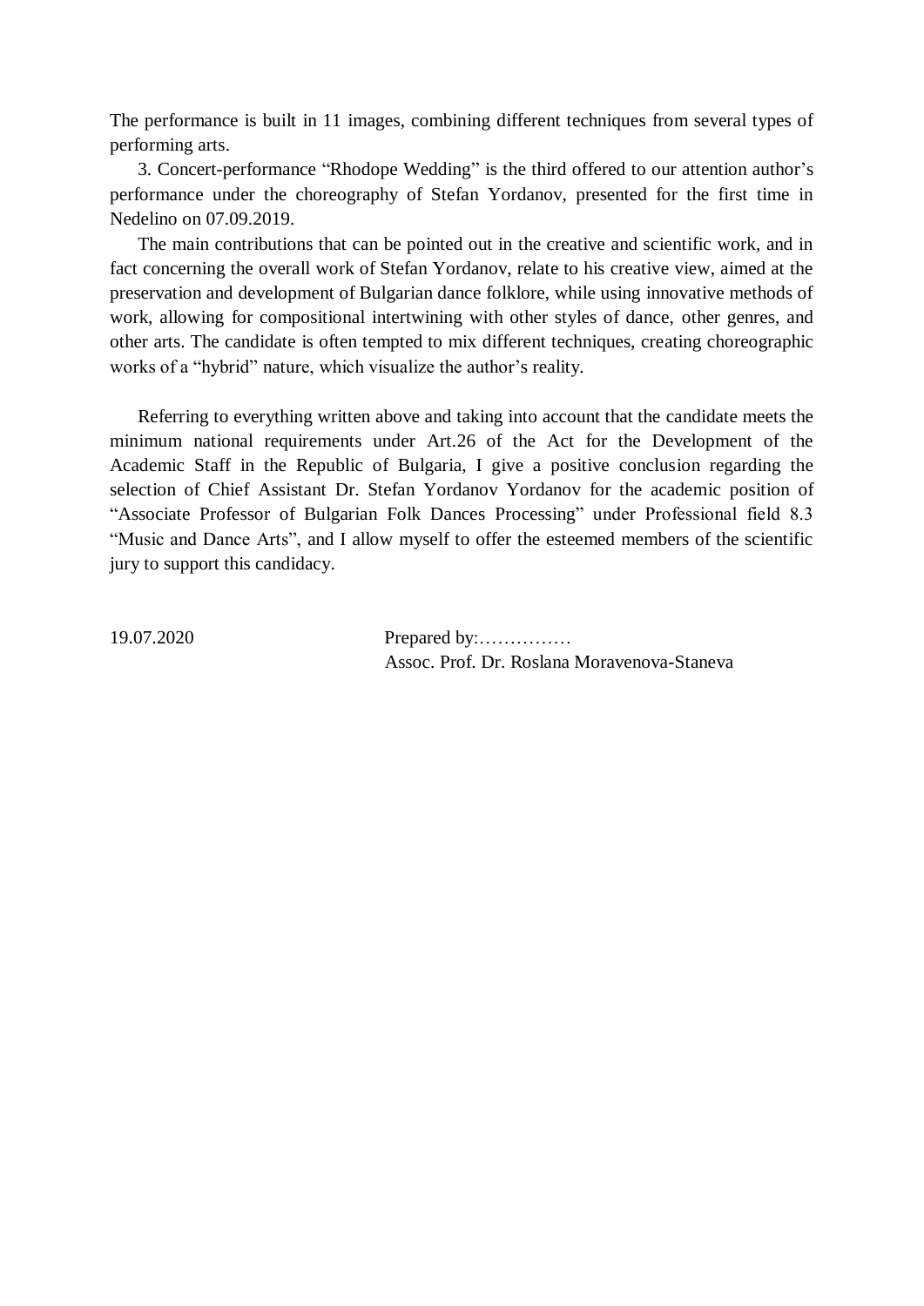The performance is built in 11 images, combining different techniques from several types of performing arts.

3. Concert-performance “Rhodope Wedding” is the third offered to our attention author’s performance under the choreography of Stefan Yordanov, presented for the first time in Nedelino on 07.09.2019.

The main contributions that can be pointed out in the creative and scientific work, and in fact concerning the overall work of Stefan Yordanov, relate to his creative view, aimed at the preservation and development of Bulgarian dance folklore, while using innovative methods of work, allowing for compositional intertwining with other styles of dance, other genres, and other arts. The candidate is often tempted to mix different techniques, creating choreographic works of a “hybrid” nature, which visualize the author’s reality.

Referring to everything written above and taking into account that the candidate meets the minimum national requirements under Art.26 of the Act for the Development of the Academic Staff in the Republic of Bulgaria, I give a positive conclusion regarding the selection of Chief Assistant Dr. Stefan Yordanov Yordanov for the academic position of “Associate Professor of Bulgarian Folk Dances Processing” under Professional field 8.3 “Music and Dance Arts”, and I allow myself to offer the esteemed members of the scientific jury to support this candidacy.

19.07.2020

Prepared by:……………

Assoc. Prof. Dr. Roslana Moravenova-Staneva